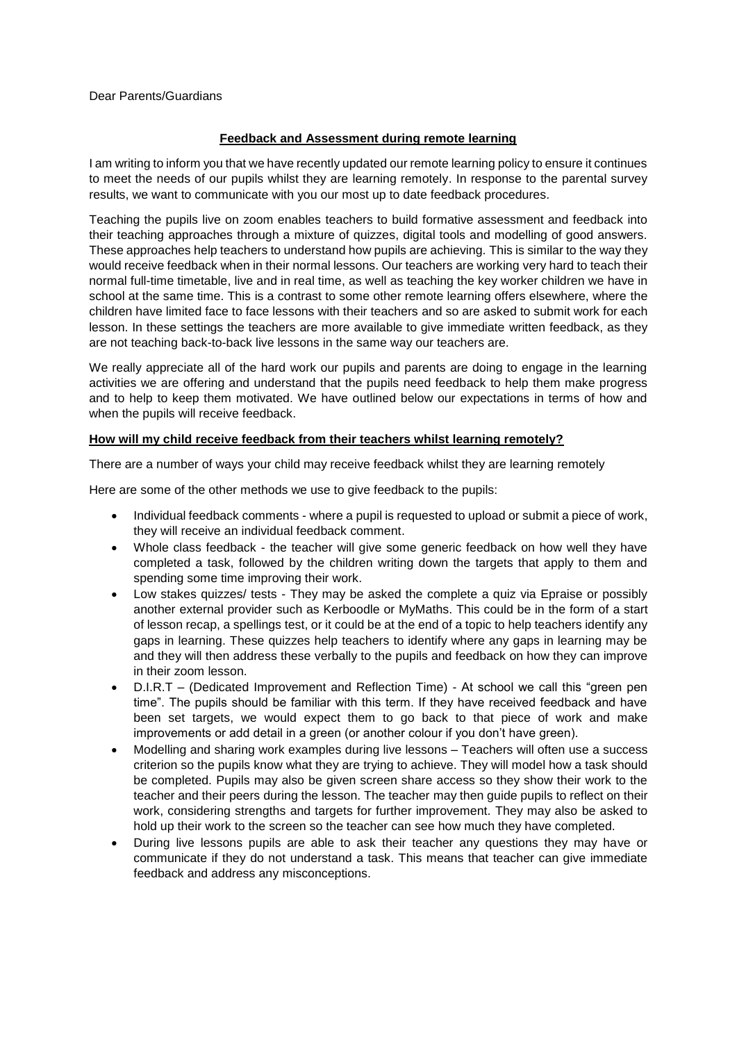Dear Parents/Guardians

**Feedback and Assessment during remote learning**

I am writing to inform you that we have recently updated our remote learning policy to ensure it continues to meet the needs of our pupils whilst they are learning remotely. In response to the parental survey results, we want to communicate with you our most up to date feedback procedures.

Teaching the pupils live on zoom enables teachers to build formative assessment and feedback into their teaching approaches through a mixture of quizzes, digital tools and modelling of good answers. These approaches help teachers to understand how pupils are achieving. This is similar to the way they would receive feedback when in their normal lessons. Our teachers are working very hard to teach their normal full-time timetable, live and in real time, as well as teaching the key worker children we have in school at the same time. This is a contrast to some other remote learning offers elsewhere, where the children have limited face to face lessons with their teachers and so are asked to submit work for each lesson. In these settings the teachers are more available to give immediate written feedback, as they are not teaching back-to-back live lessons in the same way our teachers are.

We really appreciate all of the hard work our pupils and parents are doing to engage in the learning activities we are offering and understand that the pupils need feedback to help them make progress and to help to keep them motivated. We have outlined below our expectations in terms of how and when the pupils will receive feedback.

**How will my child receive feedback from their teachers whilst learning remotely?**

There are a number of ways your child may receive feedback whilst they are learning remotely

Here are some of the other methods we use to give feedback to the pupils:

- Individual feedback comments - where a pupil is requested to upload or submit a piece of work, they will receive an individual feedback comment.
- Whole class feedback - the teacher will give some generic feedback on how well they have completed a task, followed by the children writing down the targets that apply to them and spending some time improving their work.
- Low stakes quizzes/ tests - They may be asked the complete a quiz via Epraise or possibly another external provider such as Kerboodle or MyMaths. This could be in the form of a start of lesson recap, a spellings test, or it could be at the end of a topic to help teachers identify any gaps in learning. These quizzes help teachers to identify where any gaps in learning may be and they will then address these verbally to the pupils and feedback on how they can improve in their zoom lesson.
- D.I.R.T – (Dedicated Improvement and Reflection Time) - At school we call this "green pen time". The pupils should be familiar with this term. If they have received feedback and have been set targets, we would expect them to go back to that piece of work and make improvements or add detail in a green (or another colour if you don't have green).
- Modelling and sharing work examples during live lessons – Teachers will often use a success criterion so the pupils know what they are trying to achieve. They will model how a task should be completed. Pupils may also be given screen share access so they show their work to the teacher and their peers during the lesson. The teacher may then guide pupils to reflect on their work, considering strengths and targets for further improvement. They may also be asked to hold up their work to the screen so the teacher can see how much they have completed.
- During live lessons pupils are able to ask their teacher any questions they may have or communicate if they do not understand a task. This means that teacher can give immediate feedback and address any misconceptions.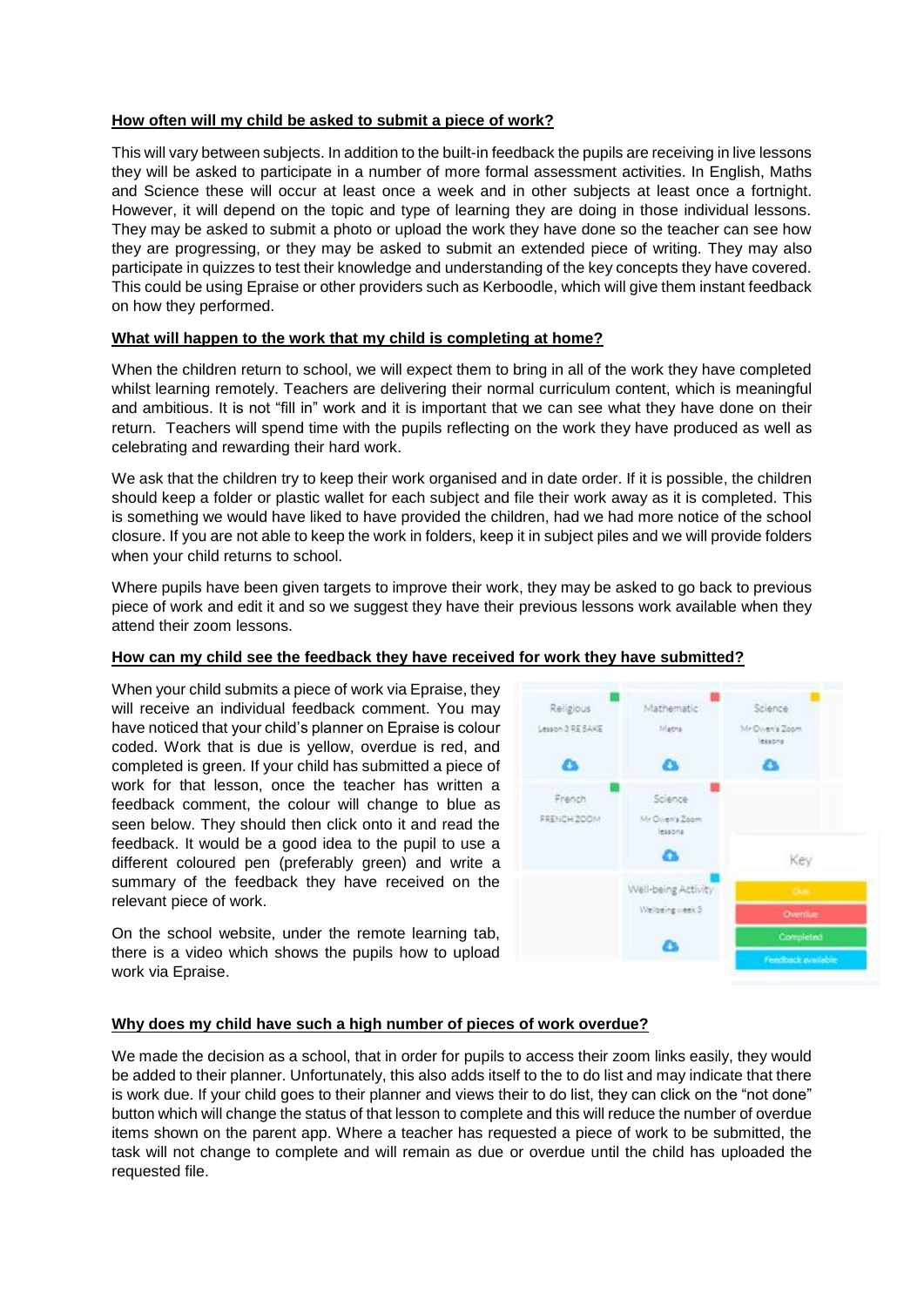**How often will my child be asked to submit a piece of work?**

This will vary between subjects. In addition to the built-in feedback the pupils are receiving in live lessons they will be asked to participate in a number of more formal assessment activities. In English, Maths and Science these will occur at least once a week and in other subjects at least once a fortnight. However, it will depend on the topic and type of learning they are doing in those individual lessons. They may be asked to submit a photo or upload the work they have done so the teacher can see how they are progressing, or they may be asked to submit an extended piece of writing. They may also participate in quizzes to test their knowledge and understanding of the key concepts they have covered. This could be using Epraise or other providers such as Kerboodle, which will give them instant feedback on how they performed.

**What will happen to the work that my child is completing at home?**

When the children return to school, we will expect them to bring in all of the work they have completed whilst learning remotely. Teachers are delivering their normal curriculum content, which is meaningful and ambitious. It is not "fill in" work and it is important that we can see what they have done on their return. Teachers will spend time with the pupils reflecting on the work they have produced as well as celebrating and rewarding their hard work.

We ask that the children try to keep their work organised and in date order. If it is possible, the children should keep a folder or plastic wallet for each subject and file their work away as it is completed. This is something we would have liked to have provided the children, had we had more notice of the school closure. If you are not able to keep the work in folders, keep it in subject piles and we will provide folders when your child returns to school.

Where pupils have been given targets to improve their work, they may be asked to go back to previous piece of work and edit it and so we suggest they have their previous lessons work available when they attend their zoom lessons.

**How can my child see the feedback they have received for work they have submitted?**

When your child submits a piece of work via Epraise, they will receive an individual feedback comment. You may have noticed that your child's planner on Epraise is colour coded. Work that is due is yellow, overdue is red, and completed is green. If your child has submitted a piece of work for that lesson, once the teacher has written a feedback comment, the colour will change to blue as seen below. They should then click onto it and read the feedback. It would be a good idea to the pupil to use a different coloured pen (preferably green) and write a summary of the feedback they have received on the relevant piece of work.

On the school website, under the remote learning tab, there is a video which shows the pupils how to upload work via Epraise.

**Why does my child have such a high number of pieces of work overdue?**

We made the decision as a school, that in order for pupils to access their zoom links easily, they would be added to their planner. Unfortunately, this also adds itself to the to do list and may indicate that there is work due. If your child goes to their planner and views their to do list, they can click on the "not done" button which will change the status of that lesson to complete and this will reduce the number of overdue items shown on the parent app. Where a teacher has requested a piece of work to be submitted, the task will not change to complete and will remain as due or overdue until the child has uploaded the requested file.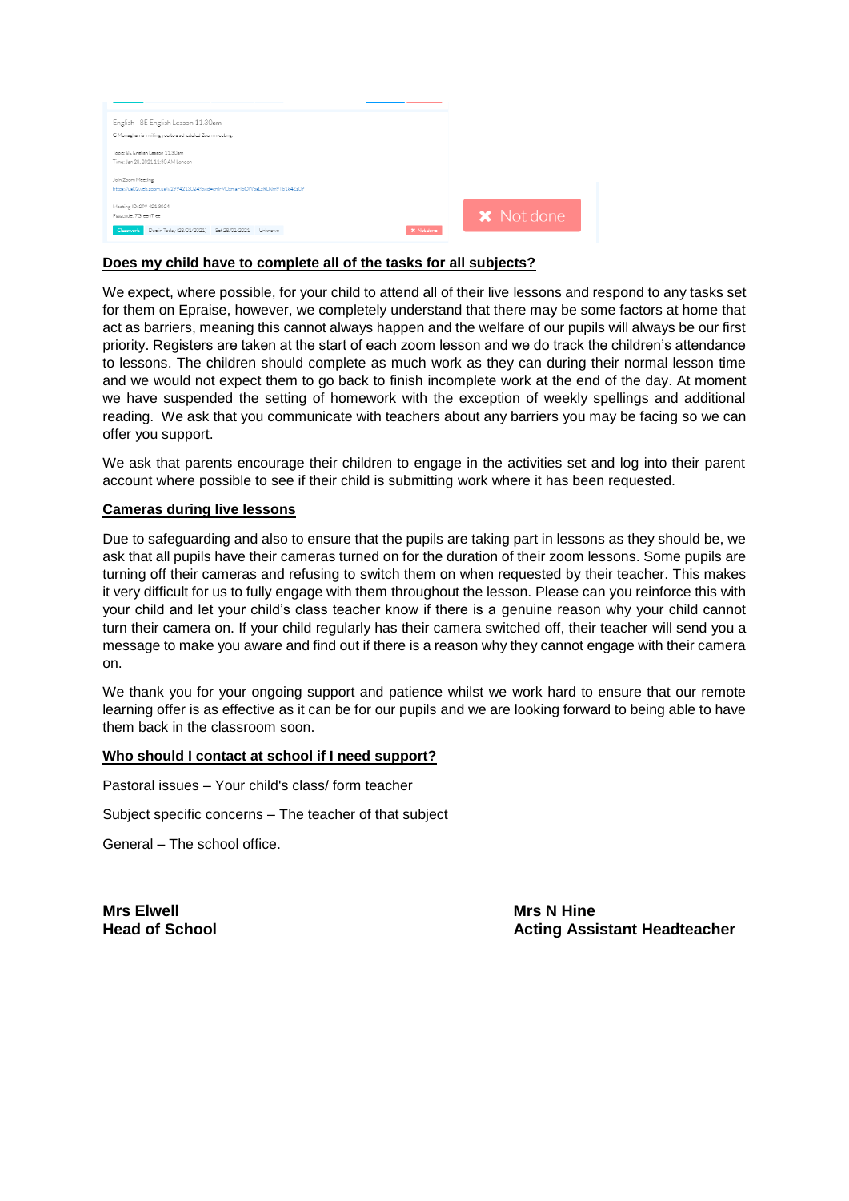English - 8E English Lesson 11:30am

G Monaghan is inviting you to a scheduled Zoom meeting.

Topic: 8E English Lesson 11:30am
Time: Jan 28, 2021 11:30 AM London

Join Zoom Meeting

Meeting ID: 299 421 3024
Passcode: 7GreenTree

Classwork | Due in Today (28/01/2021) | Set 28/01/2021 | Unknown | Not done

Not done

**Does my child have to complete all of the tasks for all subjects?**

We expect, where possible, for your child to attend all of their live lessons and respond to any tasks set for them on Epraise, however, we completely understand that there may be some factors at home that act as barriers, meaning this cannot always happen and the welfare of our pupils will always be our first priority. Registers are taken at the start of each zoom lesson and we do track the children's attendance to lessons. The children should complete as much work as they can during their normal lesson time and we would not expect them to go back to finish incomplete work at the end of the day. At moment we have suspended the setting of homework with the exception of weekly spellings and additional reading. We ask that you communicate with teachers about any barriers you may be facing so we can offer you support.

We ask that parents encourage their children to engage in the activities set and log into their parent account where possible to see if their child is submitting work where it has been requested.

**Cameras during live lessons**

Due to safeguarding and also to ensure that the pupils are taking part in lessons as they should be, we ask that all pupils have their cameras turned on for the duration of their zoom lessons. Some pupils are turning off their cameras and refusing to switch them on when requested by their teacher. This makes it very difficult for us to fully engage with them throughout the lesson. Please can you reinforce this with your child and let your child's class teacher know if there is a genuine reason why your child cannot turn their camera on. If your child regularly has their camera switched off, their teacher will send you a message to make you aware and find out if there is a reason why they cannot engage with their camera on.

We thank you for your ongoing support and patience whilst we work hard to ensure that our remote learning offer is as effective as it can be for our pupils and we are looking forward to being able to have them back in the classroom soon.

**Who should I contact at school if I need support?**

Pastoral issues – Your child's class/ form teacher

Subject specific concerns – The teacher of that subject

General – The school office.

**Mrs Elwell**
**Head of School**

**Mrs N Hine**
**Acting Assistant Headteacher**